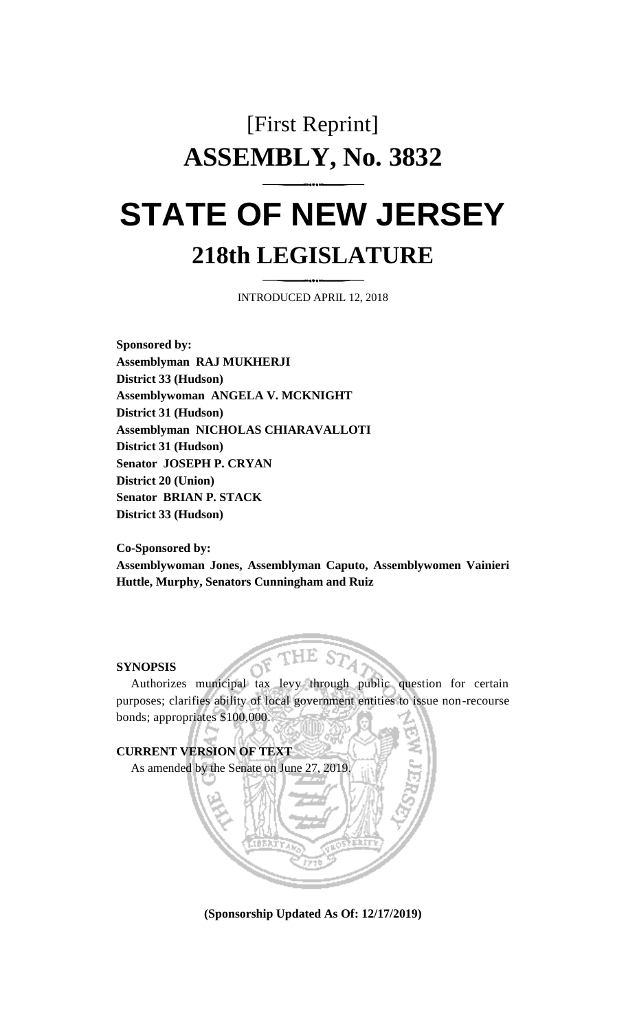# [First Reprint]
# ASSEMBLY, No. 3832

# STATE OF NEW JERSEY

## 218th LEGISLATURE

INTRODUCED APRIL 12, 2018

**Sponsored by:**
**Assemblyman RAJ MUKHERJI**
**District 33 (Hudson)**
**Assemblywoman ANGELA V. MCKNIGHT**
**District 31 (Hudson)**
**Assemblyman NICHOLAS CHIARAVALLOTI**
**District 31 (Hudson)**
**Senator JOSEPH P. CRYAN**
**District 20 (Union)**
**Senator BRIAN P. STACK**
**District 33 (Hudson)**

**Co-Sponsored by:**
**Assemblywoman Jones, Assemblyman Caputo, Assemblywomen Vainieri Huttle, Murphy, Senators Cunningham and Ruiz**

**SYNOPSIS**

Authorizes municipal tax levy through public question for certain purposes; clarifies ability of local government entities to issue non-recourse bonds; appropriates $100,000.

**CURRENT VERSION OF TEXT**

As amended by the Senate on June 27, 2019.

**(Sponsorship Updated As Of: 12/17/2019)**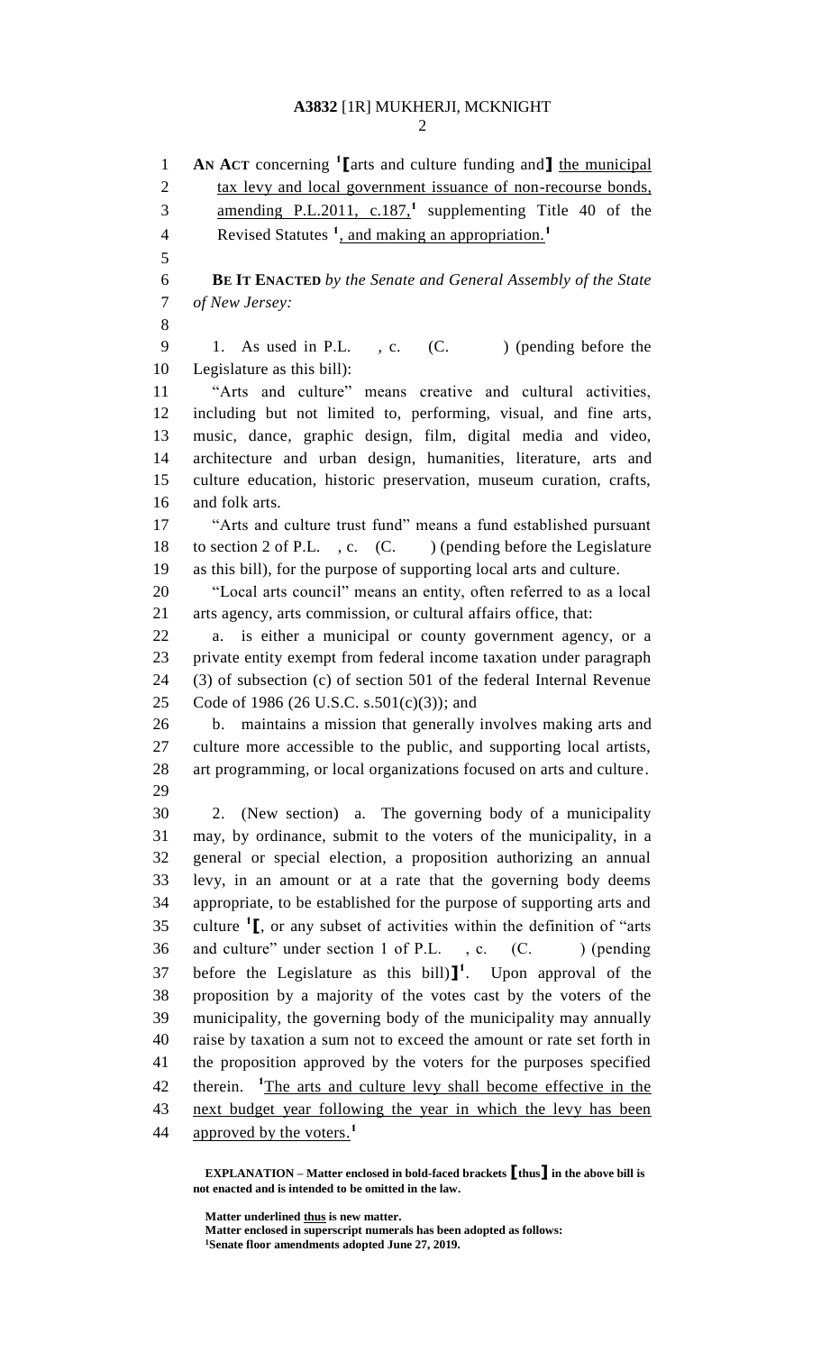**AN ACT** concerning [1]⟦arts and culture funding and⟧ the municipal tax levy and local government issuance of non-recourse bonds, amending P.L.2011, c.187,[1] supplementing Title 40 of the Revised Statutes [1], and making an appropriation.[1]

**BE IT ENACTED** *by the Senate and General Assembly of the State of New Jersey:*

1. As used in P.L. , c. (C. ) (pending before the Legislature as this bill):

"Arts and culture" means creative and cultural activities, including but not limited to, performing, visual, and fine arts, music, dance, graphic design, film, digital media and video, architecture and urban design, humanities, literature, arts and culture education, historic preservation, museum curation, crafts, and folk arts.

"Arts and culture trust fund" means a fund established pursuant to section 2 of P.L. , c. (C. ) (pending before the Legislature as this bill), for the purpose of supporting local arts and culture.

"Local arts council" means an entity, often referred to as a local arts agency, arts commission, or cultural affairs office, that:

a. is either a municipal or county government agency, or a private entity exempt from federal income taxation under paragraph (3) of subsection (c) of section 501 of the federal Internal Revenue Code of 1986 (26 U.S.C. s.501(c)(3)); and

b. maintains a mission that generally involves making arts and culture more accessible to the public, and supporting local artists, art programming, or local organizations focused on arts and culture.

2. (New section) a. The governing body of a municipality may, by ordinance, submit to the voters of the municipality, in a general or special election, a proposition authorizing an annual levy, in an amount or at a rate that the governing body deems appropriate, to be established for the purpose of supporting arts and culture [1]⟦, or any subset of activities within the definition of "arts and culture" under section 1 of P.L. , c. (C. ) (pending before the Legislature as this bill)⟧[1]. Upon approval of the proposition by a majority of the votes cast by the voters of the municipality, the governing body of the municipality may annually raise by taxation a sum not to exceed the amount or rate set forth in the proposition approved by the voters for the purposes specified therein. [1]The arts and culture levy shall become effective in the next budget year following the year in which the levy has been approved by the voters.[1]

**EXPLANATION – Matter enclosed in bold-faced brackets ⟦thus⟧ in the above bill is not enacted and is intended to be omitted in the law.**

**Matter underlined thus is new matter.**
**Matter enclosed in superscript numerals has been adopted as follows:**
**[1]Senate floor amendments adopted June 27, 2019.**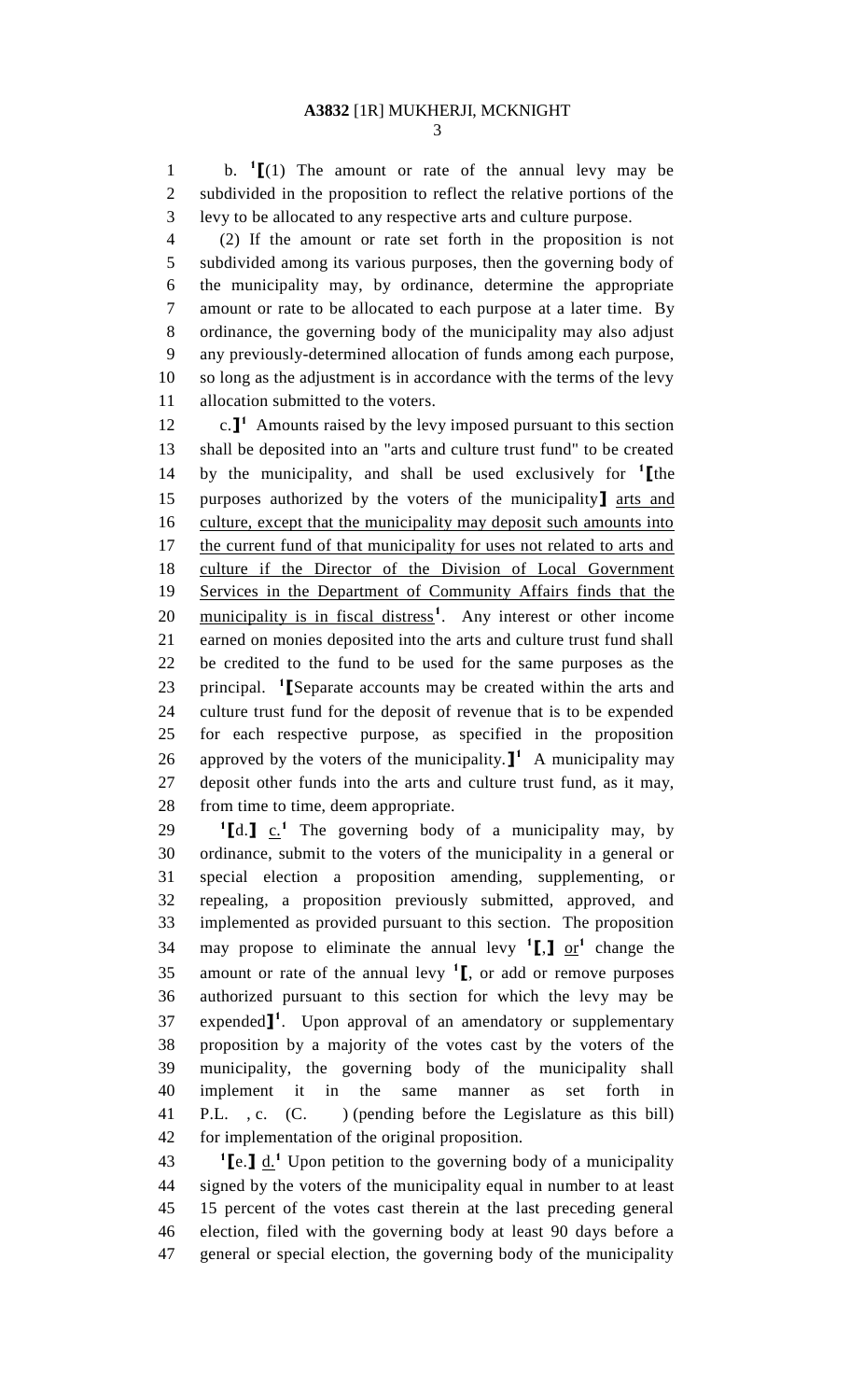b. [1]⟦(1) The amount or rate of the annual levy may be subdivided in the proposition to reflect the relative portions of the levy to be allocated to any respective arts and culture purpose.

(2) If the amount or rate set forth in the proposition is not subdivided among its various purposes, then the governing body of the municipality may, by ordinance, determine the appropriate amount or rate to be allocated to each purpose at a later time. By ordinance, the governing body of the municipality may also adjust any previously-determined allocation of funds among each purpose, so long as the adjustment is in accordance with the terms of the levy allocation submitted to the voters.

c.⟧[1] Amounts raised by the levy imposed pursuant to this section shall be deposited into an "arts and culture trust fund" to be created by the municipality, and shall be used exclusively for [1]⟦the purposes authorized by the voters of the municipality⟧ <u>arts and culture, except that the municipality may deposit such amounts into the current fund of that municipality for uses not related to arts and culture if the Director of the Division of Local Government Services in the Department of Community Affairs finds that the municipality is in fiscal distress</u>[1]. Any interest or other income earned on monies deposited into the arts and culture trust fund shall be credited to the fund to be used for the same purposes as the principal. [1]⟦Separate accounts may be created within the arts and culture trust fund for the deposit of revenue that is to be expended for each respective purpose, as specified in the proposition approved by the voters of the municipality.⟧[1] A municipality may deposit other funds into the arts and culture trust fund, as it may, from time to time, deem appropriate.

[1]⟦d.⟧ <u>c.</u>[1] The governing body of a municipality may, by ordinance, submit to the voters of the municipality in a general or special election a proposition amending, supplementing, or repealing, a proposition previously submitted, approved, and implemented as provided pursuant to this section. The proposition may propose to eliminate the annual levy [1]⟦,⟧ <u>or</u>[1] change the amount or rate of the annual levy [1]⟦, or add or remove purposes authorized pursuant to this section for which the levy may be expended⟧[1]. Upon approval of an amendatory or supplementary proposition by a majority of the votes cast by the voters of the municipality, the governing body of the municipality shall implement it in the same manner as set forth in P.L. , c. (C. ) (pending before the Legislature as this bill) for implementation of the original proposition.

[1]⟦e.⟧ <u>d.</u>[1] Upon petition to the governing body of a municipality signed by the voters of the municipality equal in number to at least 15 percent of the votes cast therein at the last preceding general election, filed with the governing body at least 90 days before a general or special election, the governing body of the municipality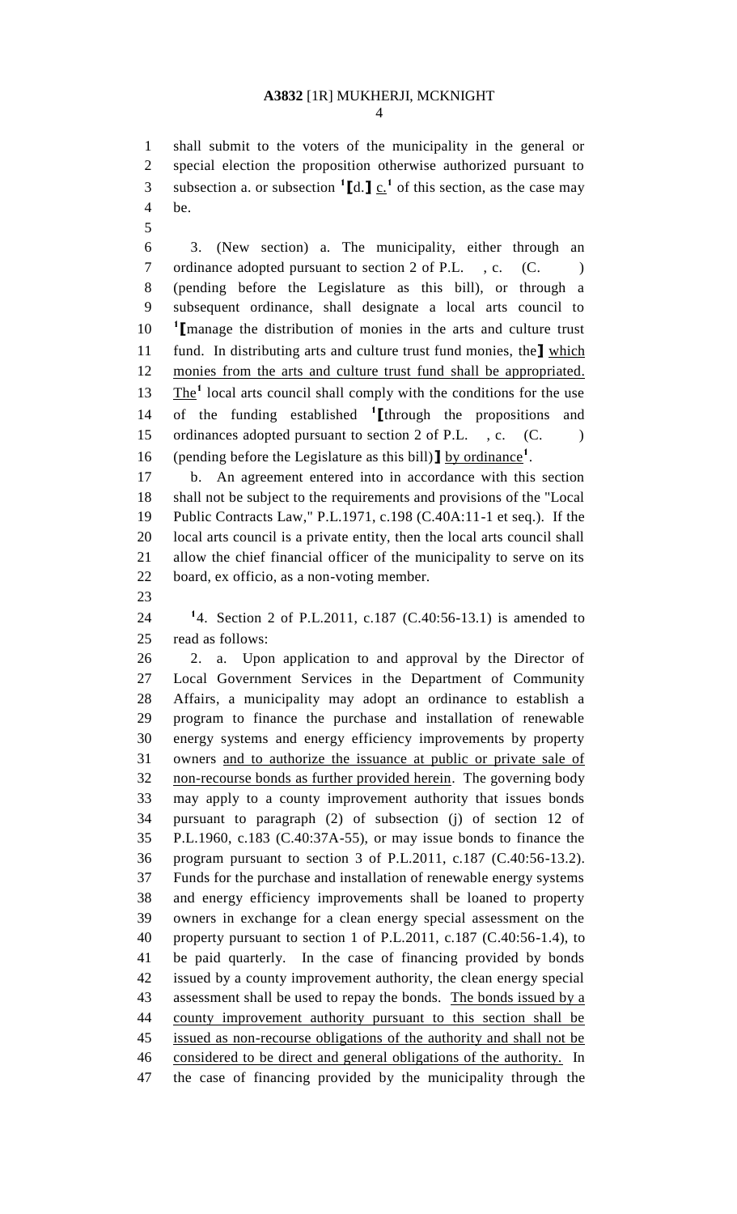shall submit to the voters of the municipality in the general or special election the proposition otherwise authorized pursuant to subsection a. or subsection [1]⟦d.⟧ c.[1] of this section, as the case may be.

3. (New section) a. The municipality, either through an ordinance adopted pursuant to section 2 of P.L. , c. (C. ) (pending before the Legislature as this bill), or through a subsequent ordinance, shall designate a local arts council to [1]⟦manage the distribution of monies in the arts and culture trust fund. In distributing arts and culture trust fund monies, the⟧ which monies from the arts and culture trust fund shall be appropriated. The[1] local arts council shall comply with the conditions for the use of the funding established [1]⟦through the propositions and ordinances adopted pursuant to section 2 of P.L. , c. (C. ) (pending before the Legislature as this bill)⟧ by ordinance[1].

b. An agreement entered into in accordance with this section shall not be subject to the requirements and provisions of the "Local Public Contracts Law," P.L.1971, c.198 (C.40A:11-1 et seq.). If the local arts council is a private entity, then the local arts council shall allow the chief financial officer of the municipality to serve on its board, ex officio, as a non-voting member.

[1]4. Section 2 of P.L.2011, c.187 (C.40:56-13.1) is amended to read as follows:

2. a. Upon application to and approval by the Director of Local Government Services in the Department of Community Affairs, a municipality may adopt an ordinance to establish a program to finance the purchase and installation of renewable energy systems and energy efficiency improvements by property owners and to authorize the issuance at public or private sale of non-recourse bonds as further provided herein. The governing body may apply to a county improvement authority that issues bonds pursuant to paragraph (2) of subsection (j) of section 12 of P.L.1960, c.183 (C.40:37A-55), or may issue bonds to finance the program pursuant to section 3 of P.L.2011, c.187 (C.40:56-13.2). Funds for the purchase and installation of renewable energy systems and energy efficiency improvements shall be loaned to property owners in exchange for a clean energy special assessment on the property pursuant to section 1 of P.L.2011, c.187 (C.40:56-1.4), to be paid quarterly. In the case of financing provided by bonds issued by a county improvement authority, the clean energy special assessment shall be used to repay the bonds. The bonds issued by a county improvement authority pursuant to this section shall be issued as non-recourse obligations of the authority and shall not be considered to be direct and general obligations of the authority. In the case of financing provided by the municipality through the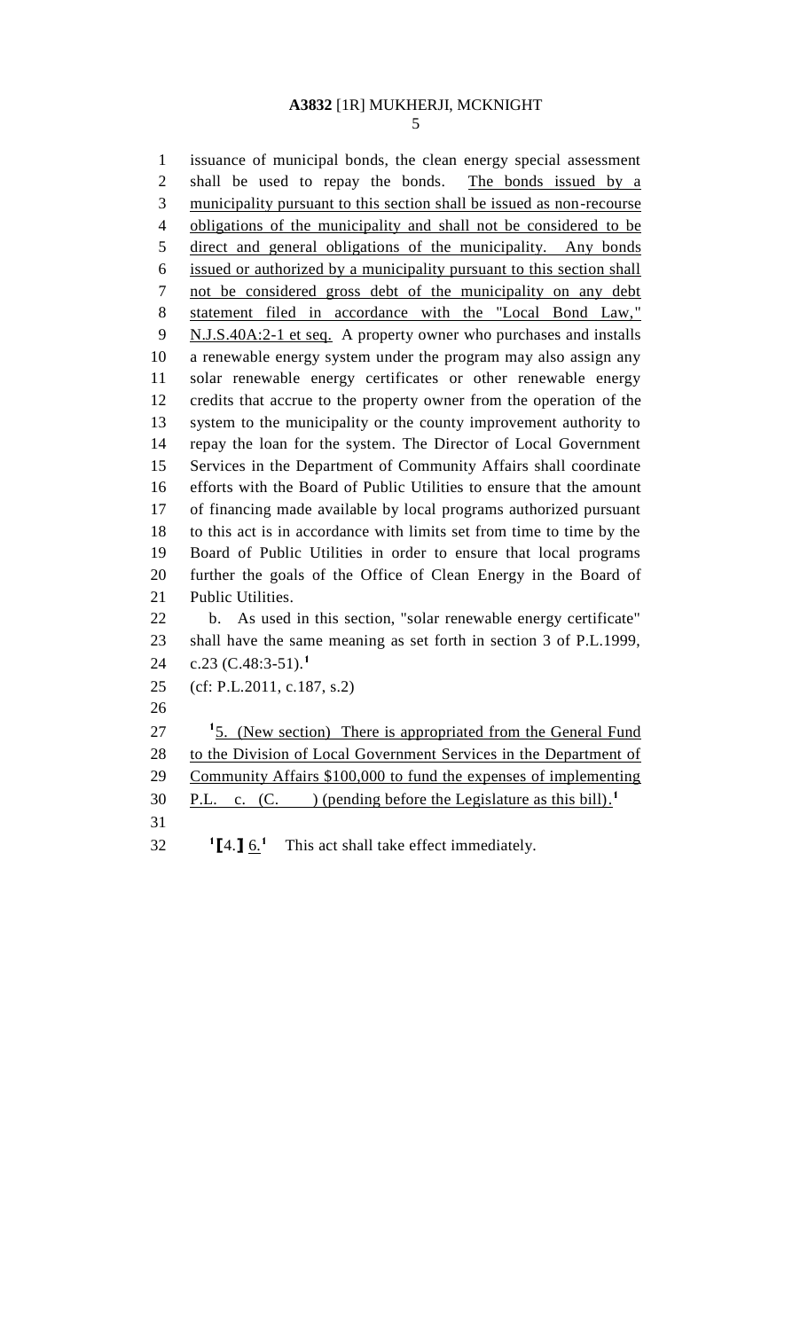issuance of municipal bonds, the clean energy special assessment shall be used to repay the bonds. The bonds issued by a municipality pursuant to this section shall be issued as non-recourse obligations of the municipality and shall not be considered to be direct and general obligations of the municipality. Any bonds issued or authorized by a municipality pursuant to this section shall not be considered gross debt of the municipality on any debt statement filed in accordance with the "Local Bond Law," N.J.S.40A:2-1 et seq. A property owner who purchases and installs a renewable energy system under the program may also assign any solar renewable energy certificates or other renewable energy credits that accrue to the property owner from the operation of the system to the municipality or the county improvement authority to repay the loan for the system. The Director of Local Government Services in the Department of Community Affairs shall coordinate efforts with the Board of Public Utilities to ensure that the amount of financing made available by local programs authorized pursuant to this act is in accordance with limits set from time to time by the Board of Public Utilities in order to ensure that local programs further the goals of the Office of Clean Energy in the Board of Public Utilities.

b. As used in this section, "solar renewable energy certificate" shall have the same meaning as set forth in section 3 of P.L.1999, c.23 (C.48:3-51).[1]

(cf: P.L.2011, c.187, s.2)

[1]5. (New section) There is appropriated from the General Fund to the Division of Local Government Services in the Department of Community Affairs $100,000 to fund the expenses of implementing P.L. c. (C. ) (pending before the Legislature as this bill).[1]

[1][4.] 6.[1] This act shall take effect immediately.